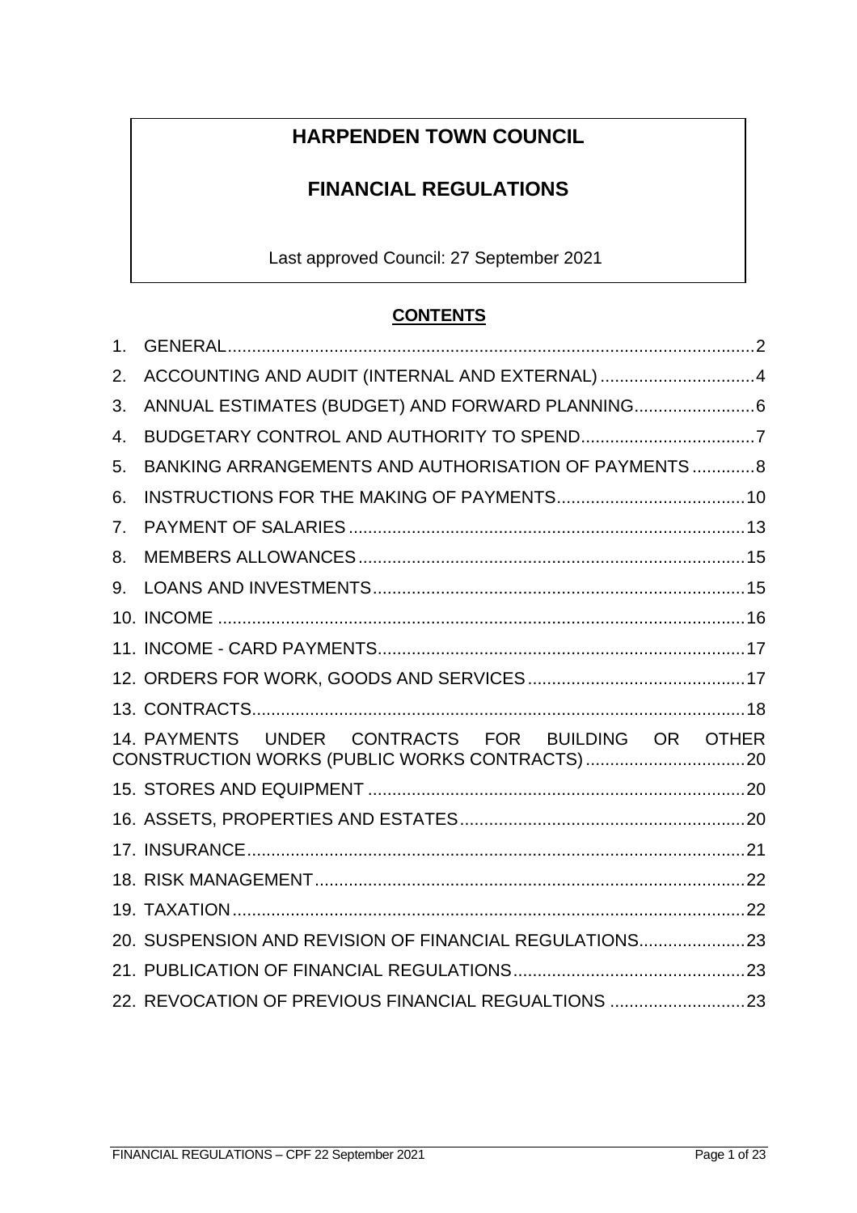# HARPENDEN TOWN COUNCIL

## FINANCIAL REGULATIONS

Last approved Council: 27 September 2021

**CONTENTS**

1. GENERAL ... 2
2. ACCOUNTING AND AUDIT (INTERNAL AND EXTERNAL) ... 4
3. ANNUAL ESTIMATES (BUDGET) AND FORWARD PLANNING ... 6
4. BUDGETARY CONTROL AND AUTHORITY TO SPEND ... 7
5. BANKING ARRANGEMENTS AND AUTHORISATION OF PAYMENTS ... 8
6. INSTRUCTIONS FOR THE MAKING OF PAYMENTS ... 10
7. PAYMENT OF SALARIES ... 13
8. MEMBERS ALLOWANCES ... 15
9. LOANS AND INVESTMENTS ... 15
10. INCOME ... 16
11. INCOME - CARD PAYMENTS ... 17
12. ORDERS FOR WORK, GOODS AND SERVICES ... 17
13. CONTRACTS ... 18
14. PAYMENTS UNDER CONTRACTS FOR BUILDING OR OTHER CONSTRUCTION WORKS (PUBLIC WORKS CONTRACTS) ... 20
15. STORES AND EQUIPMENT ... 20
16. ASSETS, PROPERTIES AND ESTATES ... 20
17. INSURANCE ... 21
18. RISK MANAGEMENT ... 22
19. TAXATION ... 22
20. SUSPENSION AND REVISION OF FINANCIAL REGULATIONS ... 23
21. PUBLICATION OF FINANCIAL REGULATIONS ... 23
22. REVOCATION OF PREVIOUS FINANCIAL REGUALTIONS ... 23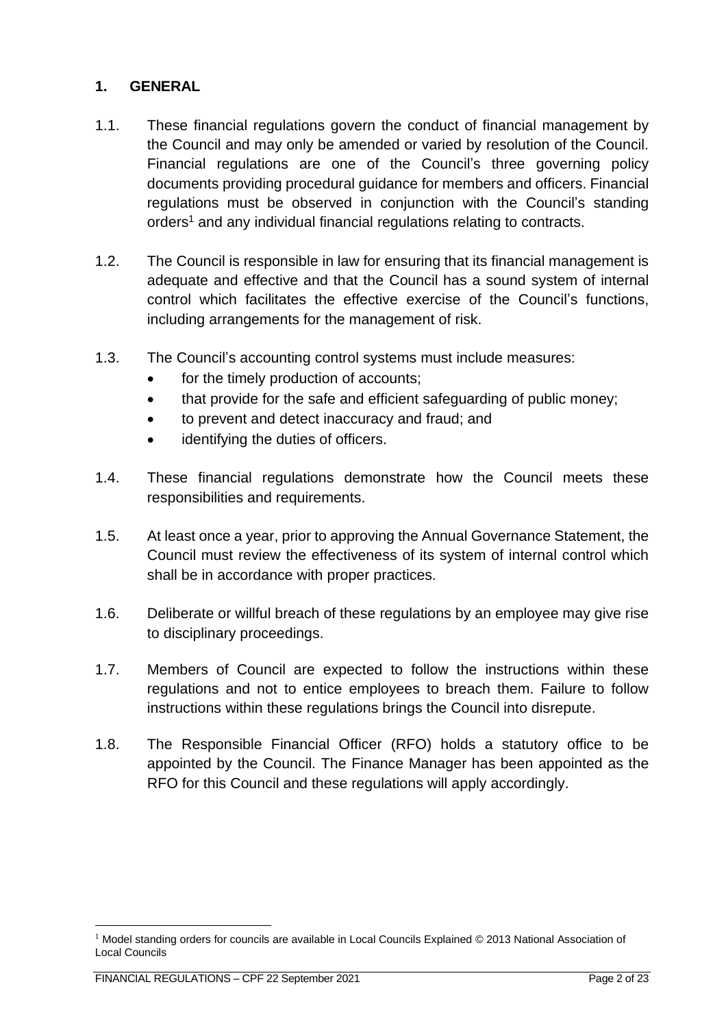## 1. GENERAL

1.1. These financial regulations govern the conduct of financial management by the Council and may only be amended or varied by resolution of the Council. Financial regulations are one of the Council's three governing policy documents providing procedural guidance for members and officers. Financial regulations must be observed in conjunction with the Council's standing orders[1] and any individual financial regulations relating to contracts.

1.2. The Council is responsible in law for ensuring that its financial management is adequate and effective and that the Council has a sound system of internal control which facilitates the effective exercise of the Council's functions, including arrangements for the management of risk.

1.3. The Council's accounting control systems must include measures:

- for the timely production of accounts;
- that provide for the safe and efficient safeguarding of public money;
- to prevent and detect inaccuracy and fraud; and
- identifying the duties of officers.

1.4. These financial regulations demonstrate how the Council meets these responsibilities and requirements.

1.5. At least once a year, prior to approving the Annual Governance Statement, the Council must review the effectiveness of its system of internal control which shall be in accordance with proper practices.

1.6. Deliberate or willful breach of these regulations by an employee may give rise to disciplinary proceedings.

1.7. Members of Council are expected to follow the instructions within these regulations and not to entice employees to breach them. Failure to follow instructions within these regulations brings the Council into disrepute.

1.8. The Responsible Financial Officer (RFO) holds a statutory office to be appointed by the Council. The Finance Manager has been appointed as the RFO for this Council and these regulations will apply accordingly.

[1] Model standing orders for councils are available in Local Councils Explained © 2013 National Association of Local Councils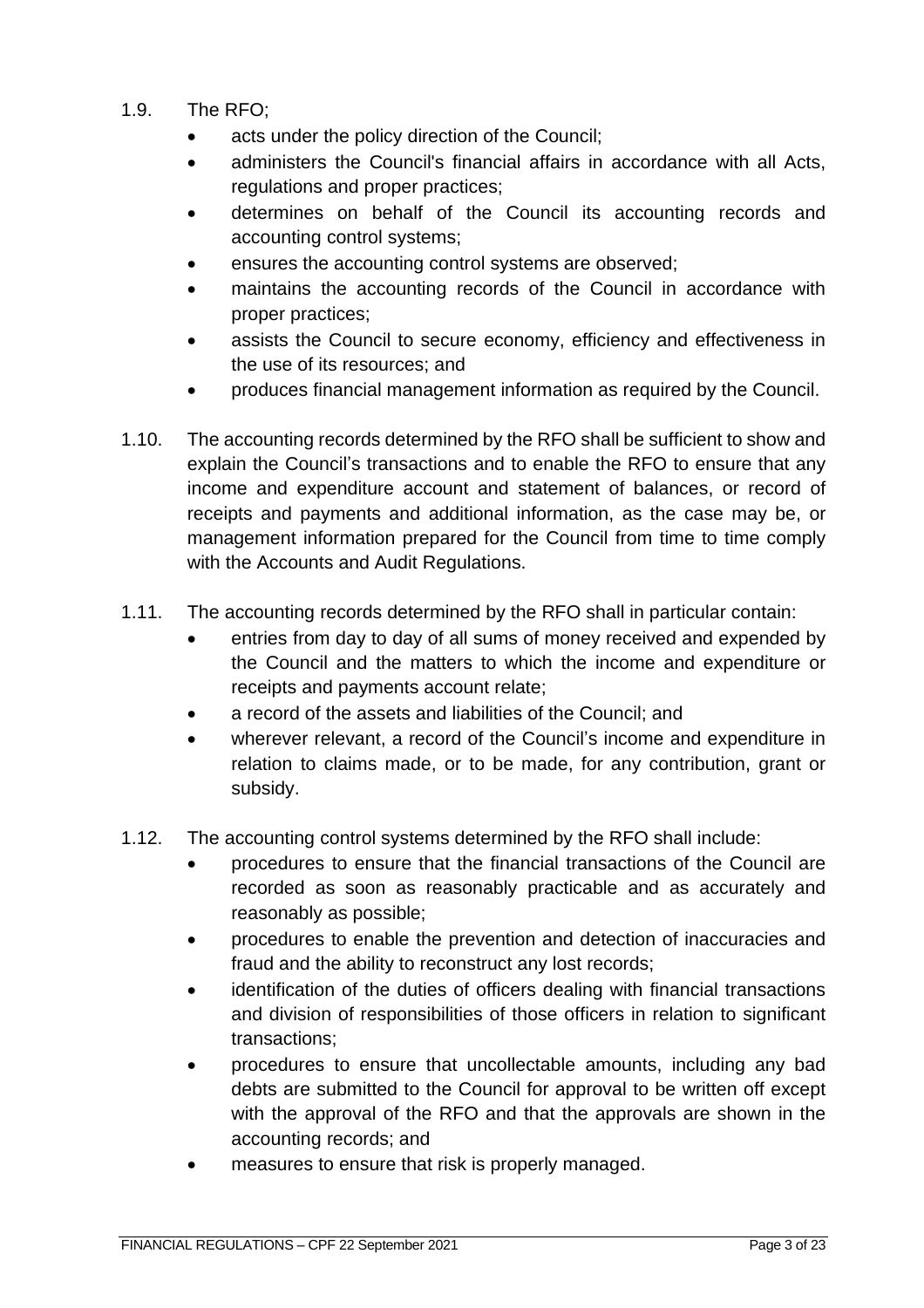1.9. The RFO;

- acts under the policy direction of the Council;
- administers the Council's financial affairs in accordance with all Acts, regulations and proper practices;
- determines on behalf of the Council its accounting records and accounting control systems;
- ensures the accounting control systems are observed;
- maintains the accounting records of the Council in accordance with proper practices;
- assists the Council to secure economy, efficiency and effectiveness in the use of its resources; and
- produces financial management information as required by the Council.

1.10. The accounting records determined by the RFO shall be sufficient to show and explain the Council's transactions and to enable the RFO to ensure that any income and expenditure account and statement of balances, or record of receipts and payments and additional information, as the case may be, or management information prepared for the Council from time to time comply with the Accounts and Audit Regulations.

1.11. The accounting records determined by the RFO shall in particular contain:

- entries from day to day of all sums of money received and expended by the Council and the matters to which the income and expenditure or receipts and payments account relate;
- a record of the assets and liabilities of the Council; and
- wherever relevant, a record of the Council's income and expenditure in relation to claims made, or to be made, for any contribution, grant or subsidy.

1.12. The accounting control systems determined by the RFO shall include:

- procedures to ensure that the financial transactions of the Council are recorded as soon as reasonably practicable and as accurately and reasonably as possible;
- procedures to enable the prevention and detection of inaccuracies and fraud and the ability to reconstruct any lost records;
- identification of the duties of officers dealing with financial transactions and division of responsibilities of those officers in relation to significant transactions;
- procedures to ensure that uncollectable amounts, including any bad debts are submitted to the Council for approval to be written off except with the approval of the RFO and that the approvals are shown in the accounting records; and
- measures to ensure that risk is properly managed.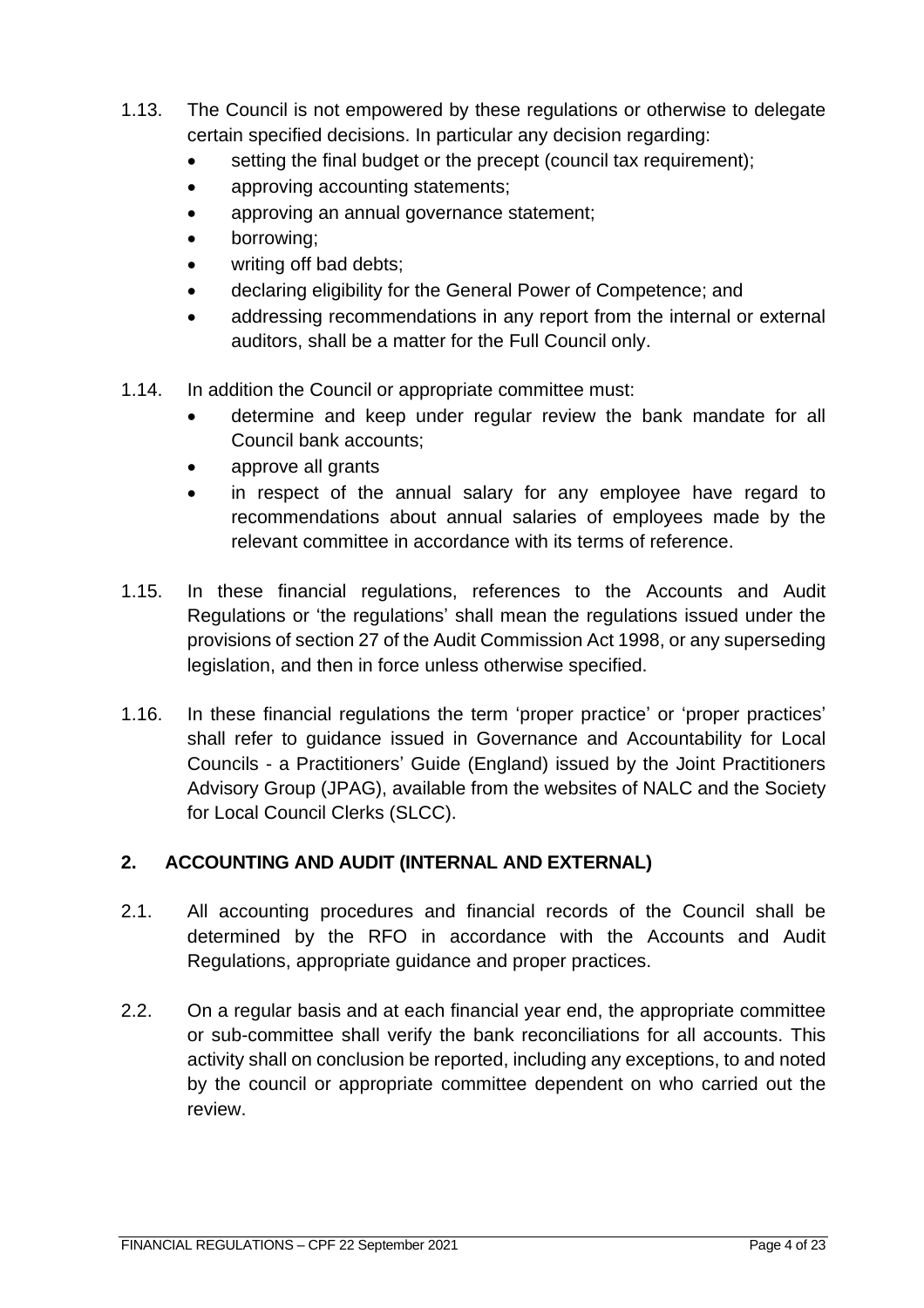1.13. The Council is not empowered by these regulations or otherwise to delegate certain specified decisions. In particular any decision regarding:

- setting the final budget or the precept (council tax requirement);
- approving accounting statements;
- approving an annual governance statement;
- borrowing;
- writing off bad debts;
- declaring eligibility for the General Power of Competence; and
- addressing recommendations in any report from the internal or external auditors, shall be a matter for the Full Council only.

1.14. In addition the Council or appropriate committee must:

- determine and keep under regular review the bank mandate for all Council bank accounts;
- approve all grants
- in respect of the annual salary for any employee have regard to recommendations about annual salaries of employees made by the relevant committee in accordance with its terms of reference.

1.15. In these financial regulations, references to the Accounts and Audit Regulations or 'the regulations' shall mean the regulations issued under the provisions of section 27 of the Audit Commission Act 1998, or any superseding legislation, and then in force unless otherwise specified.

1.16. In these financial regulations the term 'proper practice' or 'proper practices' shall refer to guidance issued in Governance and Accountability for Local Councils - a Practitioners' Guide (England) issued by the Joint Practitioners Advisory Group (JPAG), available from the websites of NALC and the Society for Local Council Clerks (SLCC).

## 2. ACCOUNTING AND AUDIT (INTERNAL AND EXTERNAL)

2.1. All accounting procedures and financial records of the Council shall be determined by the RFO in accordance with the Accounts and Audit Regulations, appropriate guidance and proper practices.

2.2. On a regular basis and at each financial year end, the appropriate committee or sub-committee shall verify the bank reconciliations for all accounts. This activity shall on conclusion be reported, including any exceptions, to and noted by the council or appropriate committee dependent on who carried out the review.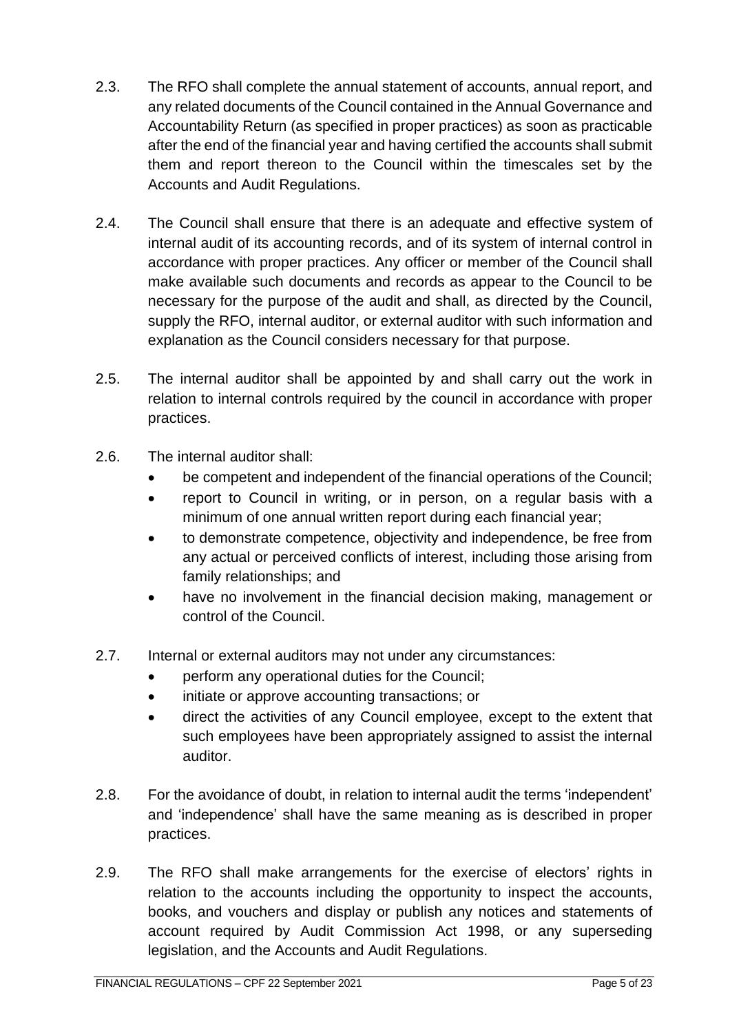2.3. The RFO shall complete the annual statement of accounts, annual report, and any related documents of the Council contained in the Annual Governance and Accountability Return (as specified in proper practices) as soon as practicable after the end of the financial year and having certified the accounts shall submit them and report thereon to the Council within the timescales set by the Accounts and Audit Regulations.

2.4. The Council shall ensure that there is an adequate and effective system of internal audit of its accounting records, and of its system of internal control in accordance with proper practices. Any officer or member of the Council shall make available such documents and records as appear to the Council to be necessary for the purpose of the audit and shall, as directed by the Council, supply the RFO, internal auditor, or external auditor with such information and explanation as the Council considers necessary for that purpose.

2.5. The internal auditor shall be appointed by and shall carry out the work in relation to internal controls required by the council in accordance with proper practices.

2.6. The internal auditor shall:

- be competent and independent of the financial operations of the Council;
- report to Council in writing, or in person, on a regular basis with a minimum of one annual written report during each financial year;
- to demonstrate competence, objectivity and independence, be free from any actual or perceived conflicts of interest, including those arising from family relationships; and
- have no involvement in the financial decision making, management or control of the Council.

2.7. Internal or external auditors may not under any circumstances:

- perform any operational duties for the Council;
- initiate or approve accounting transactions; or
- direct the activities of any Council employee, except to the extent that such employees have been appropriately assigned to assist the internal auditor.

2.8. For the avoidance of doubt, in relation to internal audit the terms 'independent' and 'independence' shall have the same meaning as is described in proper practices.

2.9. The RFO shall make arrangements for the exercise of electors' rights in relation to the accounts including the opportunity to inspect the accounts, books, and vouchers and display or publish any notices and statements of account required by Audit Commission Act 1998, or any superseding legislation, and the Accounts and Audit Regulations.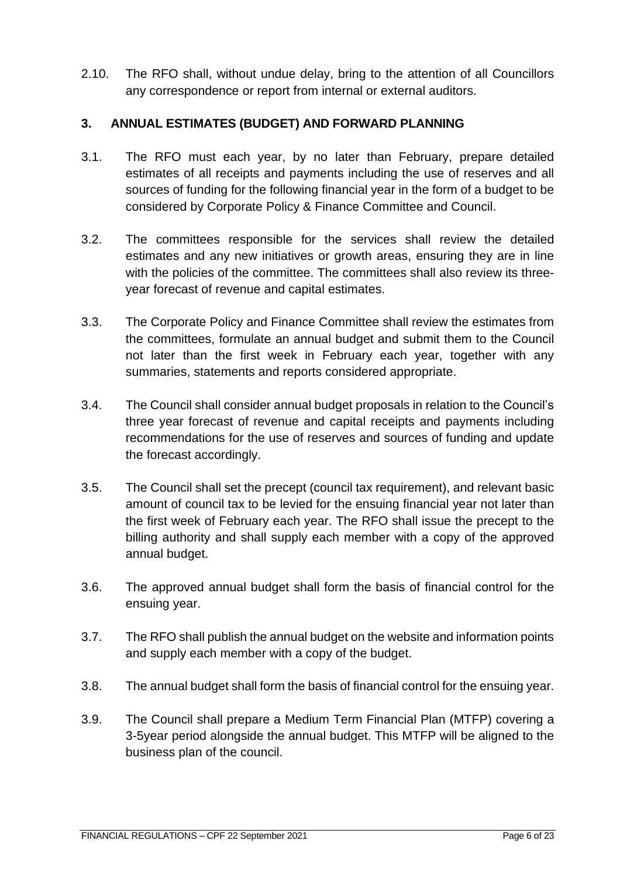2.10. The RFO shall, without undue delay, bring to the attention of all Councillors any correspondence or report from internal or external auditors.

## 3. ANNUAL ESTIMATES (BUDGET) AND FORWARD PLANNING

3.1. The RFO must each year, by no later than February, prepare detailed estimates of all receipts and payments including the use of reserves and all sources of funding for the following financial year in the form of a budget to be considered by Corporate Policy & Finance Committee and Council.

3.2. The committees responsible for the services shall review the detailed estimates and any new initiatives or growth areas, ensuring they are in line with the policies of the committee. The committees shall also review its three-year forecast of revenue and capital estimates.

3.3. The Corporate Policy and Finance Committee shall review the estimates from the committees, formulate an annual budget and submit them to the Council not later than the first week in February each year, together with any summaries, statements and reports considered appropriate.

3.4. The Council shall consider annual budget proposals in relation to the Council's three year forecast of revenue and capital receipts and payments including recommendations for the use of reserves and sources of funding and update the forecast accordingly.

3.5. The Council shall set the precept (council tax requirement), and relevant basic amount of council tax to be levied for the ensuing financial year not later than the first week of February each year. The RFO shall issue the precept to the billing authority and shall supply each member with a copy of the approved annual budget.

3.6. The approved annual budget shall form the basis of financial control for the ensuing year.

3.7. The RFO shall publish the annual budget on the website and information points and supply each member with a copy of the budget.

3.8. The annual budget shall form the basis of financial control for the ensuing year.

3.9. The Council shall prepare a Medium Term Financial Plan (MTFP) covering a 3-5year period alongside the annual budget. This MTFP will be aligned to the business plan of the council.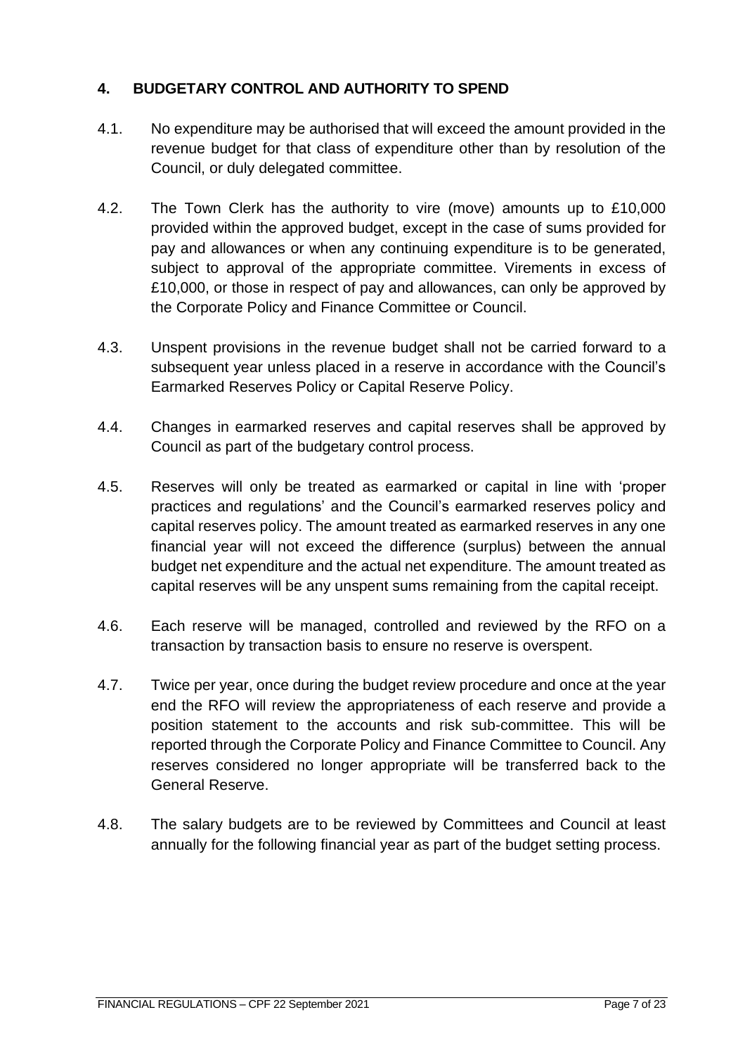## 4. BUDGETARY CONTROL AND AUTHORITY TO SPEND

4.1. No expenditure may be authorised that will exceed the amount provided in the revenue budget for that class of expenditure other than by resolution of the Council, or duly delegated committee.

4.2. The Town Clerk has the authority to vire (move) amounts up to £10,000 provided within the approved budget, except in the case of sums provided for pay and allowances or when any continuing expenditure is to be generated, subject to approval of the appropriate committee. Virements in excess of £10,000, or those in respect of pay and allowances, can only be approved by the Corporate Policy and Finance Committee or Council.

4.3. Unspent provisions in the revenue budget shall not be carried forward to a subsequent year unless placed in a reserve in accordance with the Council's Earmarked Reserves Policy or Capital Reserve Policy.

4.4. Changes in earmarked reserves and capital reserves shall be approved by Council as part of the budgetary control process.

4.5. Reserves will only be treated as earmarked or capital in line with 'proper practices and regulations' and the Council's earmarked reserves policy and capital reserves policy. The amount treated as earmarked reserves in any one financial year will not exceed the difference (surplus) between the annual budget net expenditure and the actual net expenditure. The amount treated as capital reserves will be any unspent sums remaining from the capital receipt.

4.6. Each reserve will be managed, controlled and reviewed by the RFO on a transaction by transaction basis to ensure no reserve is overspent.

4.7. Twice per year, once during the budget review procedure and once at the year end the RFO will review the appropriateness of each reserve and provide a position statement to the accounts and risk sub-committee. This will be reported through the Corporate Policy and Finance Committee to Council. Any reserves considered no longer appropriate will be transferred back to the General Reserve.

4.8. The salary budgets are to be reviewed by Committees and Council at least annually for the following financial year as part of the budget setting process.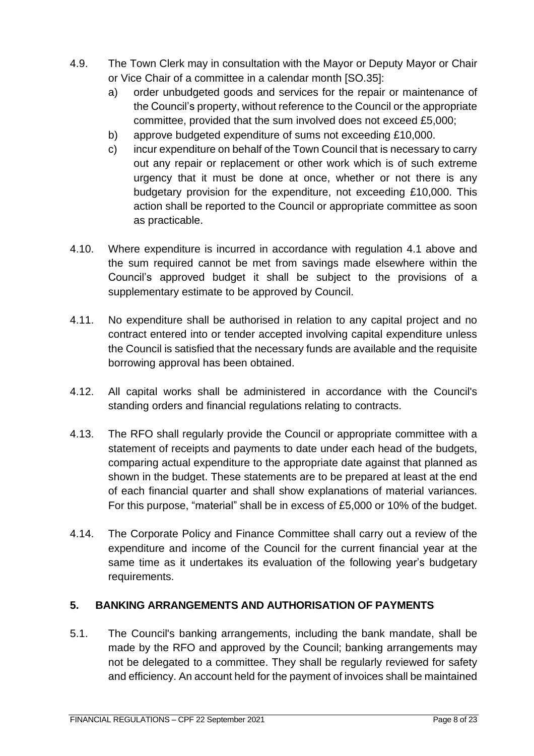4.9. The Town Clerk may in consultation with the Mayor or Deputy Mayor or Chair or Vice Chair of a committee in a calendar month [SO.35]:

   a) order unbudgeted goods and services for the repair or maintenance of the Council's property, without reference to the Council or the appropriate committee, provided that the sum involved does not exceed £5,000;
   
   b) approve budgeted expenditure of sums not exceeding £10,000.
   
   c) incur expenditure on behalf of the Town Council that is necessary to carry out any repair or replacement or other work which is of such extreme urgency that it must be done at once, whether or not there is any budgetary provision for the expenditure, not exceeding £10,000. This action shall be reported to the Council or appropriate committee as soon as practicable.

4.10. Where expenditure is incurred in accordance with regulation 4.1 above and the sum required cannot be met from savings made elsewhere within the Council's approved budget it shall be subject to the provisions of a supplementary estimate to be approved by Council.

4.11. No expenditure shall be authorised in relation to any capital project and no contract entered into or tender accepted involving capital expenditure unless the Council is satisfied that the necessary funds are available and the requisite borrowing approval has been obtained.

4.12. All capital works shall be administered in accordance with the Council's standing orders and financial regulations relating to contracts.

4.13. The RFO shall regularly provide the Council or appropriate committee with a statement of receipts and payments to date under each head of the budgets, comparing actual expenditure to the appropriate date against that planned as shown in the budget. These statements are to be prepared at least at the end of each financial quarter and shall show explanations of material variances. For this purpose, "material" shall be in excess of £5,000 or 10% of the budget.

4.14. The Corporate Policy and Finance Committee shall carry out a review of the expenditure and income of the Council for the current financial year at the same time as it undertakes its evaluation of the following year's budgetary requirements.

## 5. BANKING ARRANGEMENTS AND AUTHORISATION OF PAYMENTS

5.1. The Council's banking arrangements, including the bank mandate, shall be made by the RFO and approved by the Council; banking arrangements may not be delegated to a committee. They shall be regularly reviewed for safety and efficiency. An account held for the payment of invoices shall be maintained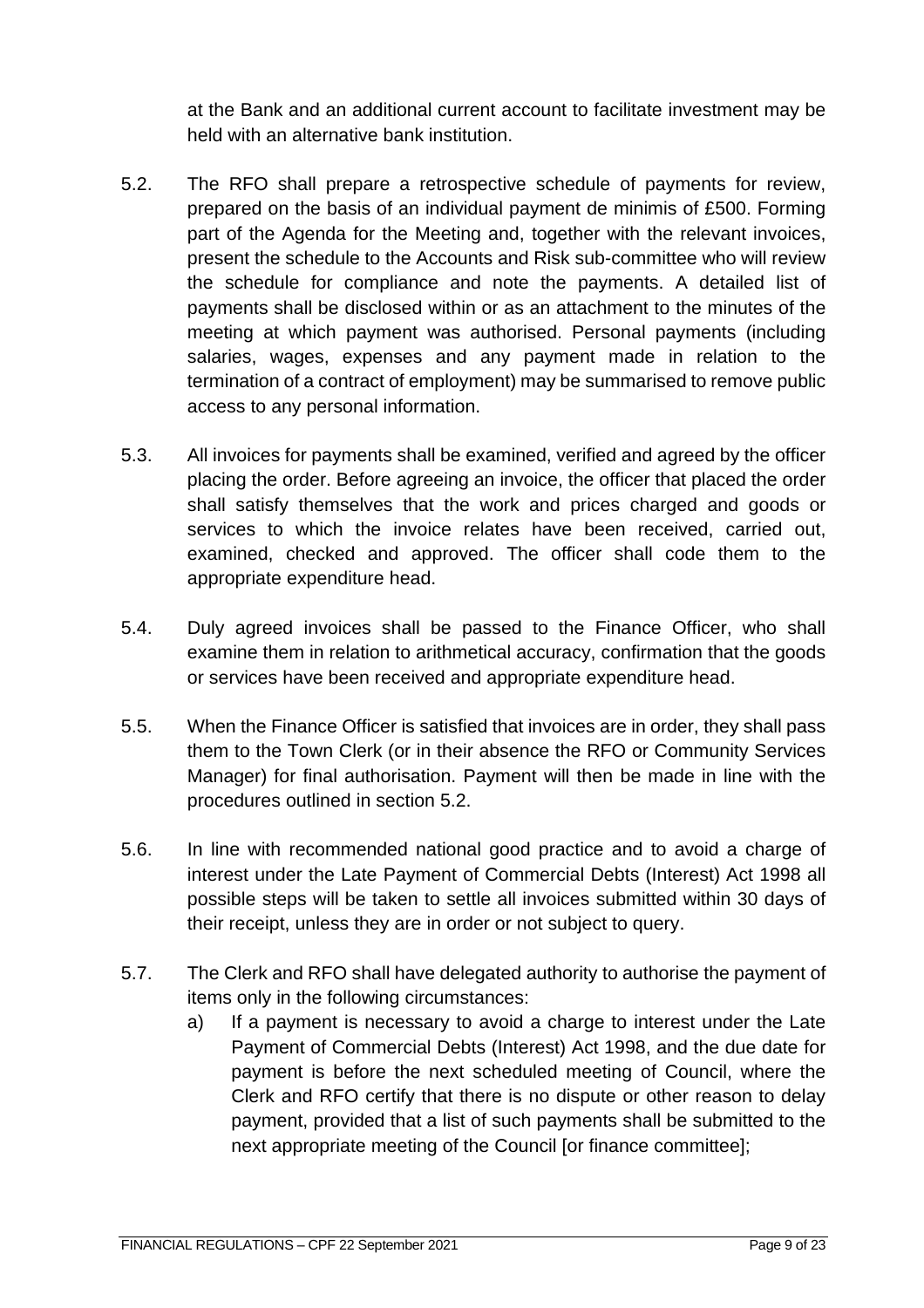at the Bank and an additional current account to facilitate investment may be held with an alternative bank institution.

5.2. The RFO shall prepare a retrospective schedule of payments for review, prepared on the basis of an individual payment de minimis of £500. Forming part of the Agenda for the Meeting and, together with the relevant invoices, present the schedule to the Accounts and Risk sub-committee who will review the schedule for compliance and note the payments. A detailed list of payments shall be disclosed within or as an attachment to the minutes of the meeting at which payment was authorised. Personal payments (including salaries, wages, expenses and any payment made in relation to the termination of a contract of employment) may be summarised to remove public access to any personal information.

5.3. All invoices for payments shall be examined, verified and agreed by the officer placing the order. Before agreeing an invoice, the officer that placed the order shall satisfy themselves that the work and prices charged and goods or services to which the invoice relates have been received, carried out, examined, checked and approved. The officer shall code them to the appropriate expenditure head.

5.4. Duly agreed invoices shall be passed to the Finance Officer, who shall examine them in relation to arithmetical accuracy, confirmation that the goods or services have been received and appropriate expenditure head.

5.5. When the Finance Officer is satisfied that invoices are in order, they shall pass them to the Town Clerk (or in their absence the RFO or Community Services Manager) for final authorisation. Payment will then be made in line with the procedures outlined in section 5.2.

5.6. In line with recommended national good practice and to avoid a charge of interest under the Late Payment of Commercial Debts (Interest) Act 1998 all possible steps will be taken to settle all invoices submitted within 30 days of their receipt, unless they are in order or not subject to query.

5.7. The Clerk and RFO shall have delegated authority to authorise the payment of items only in the following circumstances:

a) If a payment is necessary to avoid a charge to interest under the Late Payment of Commercial Debts (Interest) Act 1998, and the due date for payment is before the next scheduled meeting of Council, where the Clerk and RFO certify that there is no dispute or other reason to delay payment, provided that a list of such payments shall be submitted to the next appropriate meeting of the Council [or finance committee];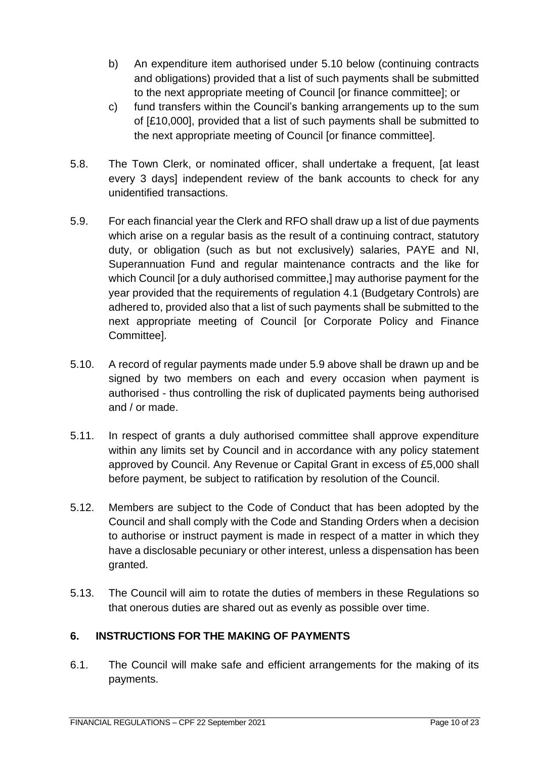b) An expenditure item authorised under 5.10 below (continuing contracts and obligations) provided that a list of such payments shall be submitted to the next appropriate meeting of Council [or finance committee]; or

c) fund transfers within the Council's banking arrangements up to the sum of [£10,000], provided that a list of such payments shall be submitted to the next appropriate meeting of Council [or finance committee].

5.8. The Town Clerk, or nominated officer, shall undertake a frequent, [at least every 3 days] independent review of the bank accounts to check for any unidentified transactions.

5.9. For each financial year the Clerk and RFO shall draw up a list of due payments which arise on a regular basis as the result of a continuing contract, statutory duty, or obligation (such as but not exclusively) salaries, PAYE and NI, Superannuation Fund and regular maintenance contracts and the like for which Council [or a duly authorised committee,] may authorise payment for the year provided that the requirements of regulation 4.1 (Budgetary Controls) are adhered to, provided also that a list of such payments shall be submitted to the next appropriate meeting of Council [or Corporate Policy and Finance Committee].

5.10. A record of regular payments made under 5.9 above shall be drawn up and be signed by two members on each and every occasion when payment is authorised - thus controlling the risk of duplicated payments being authorised and / or made.

5.11. In respect of grants a duly authorised committee shall approve expenditure within any limits set by Council and in accordance with any policy statement approved by Council. Any Revenue or Capital Grant in excess of £5,000 shall before payment, be subject to ratification by resolution of the Council.

5.12. Members are subject to the Code of Conduct that has been adopted by the Council and shall comply with the Code and Standing Orders when a decision to authorise or instruct payment is made in respect of a matter in which they have a disclosable pecuniary or other interest, unless a dispensation has been granted.

5.13. The Council will aim to rotate the duties of members in these Regulations so that onerous duties are shared out as evenly as possible over time.

## 6. INSTRUCTIONS FOR THE MAKING OF PAYMENTS

6.1. The Council will make safe and efficient arrangements for the making of its payments.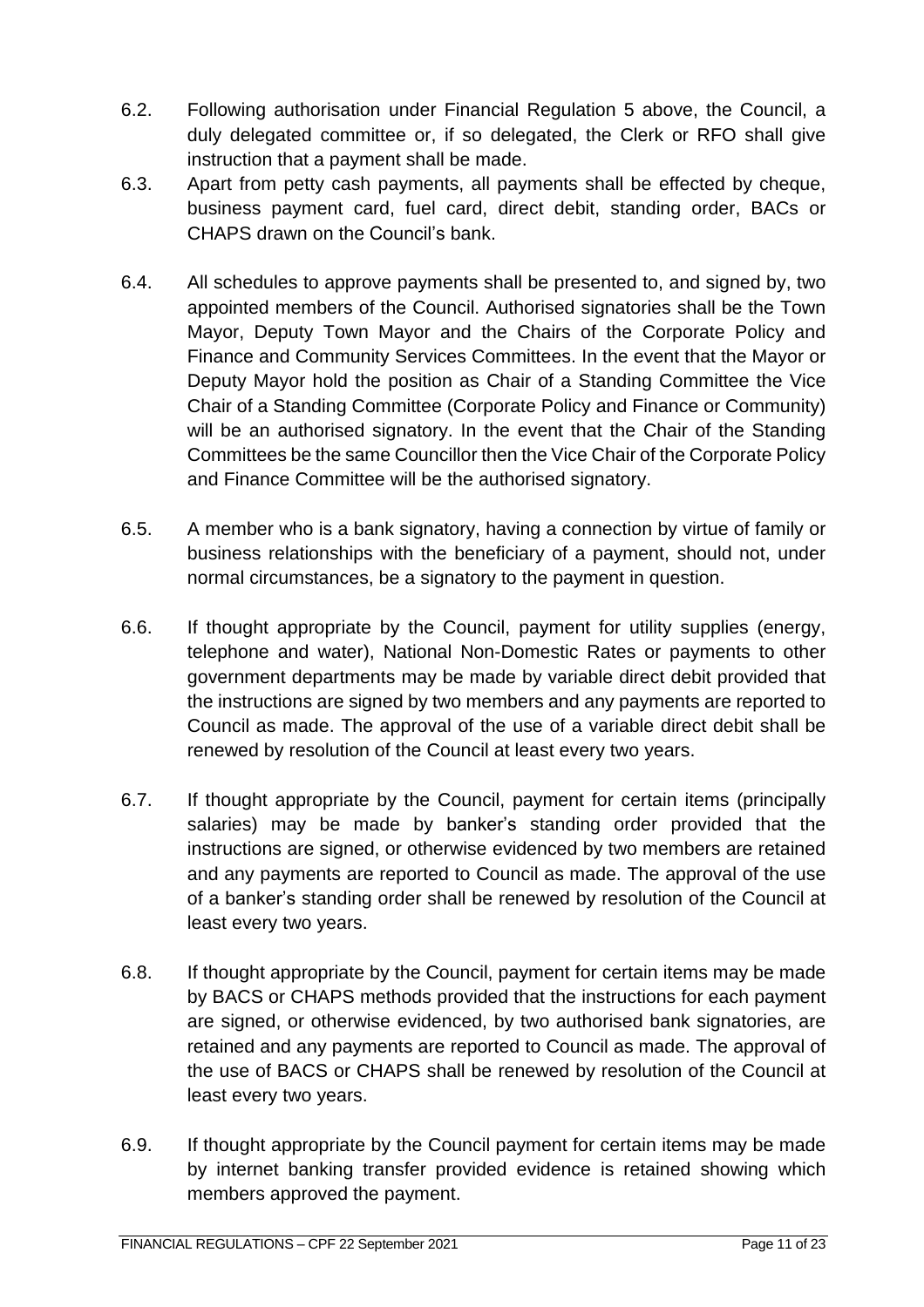6.2. Following authorisation under Financial Regulation 5 above, the Council, a duly delegated committee or, if so delegated, the Clerk or RFO shall give instruction that a payment shall be made.

6.3. Apart from petty cash payments, all payments shall be effected by cheque, business payment card, fuel card, direct debit, standing order, BACs or CHAPS drawn on the Council's bank.

6.4. All schedules to approve payments shall be presented to, and signed by, two appointed members of the Council. Authorised signatories shall be the Town Mayor, Deputy Town Mayor and the Chairs of the Corporate Policy and Finance and Community Services Committees. In the event that the Mayor or Deputy Mayor hold the position as Chair of a Standing Committee the Vice Chair of a Standing Committee (Corporate Policy and Finance or Community) will be an authorised signatory. In the event that the Chair of the Standing Committees be the same Councillor then the Vice Chair of the Corporate Policy and Finance Committee will be the authorised signatory.

6.5. A member who is a bank signatory, having a connection by virtue of family or business relationships with the beneficiary of a payment, should not, under normal circumstances, be a signatory to the payment in question.

6.6. If thought appropriate by the Council, payment for utility supplies (energy, telephone and water), National Non-Domestic Rates or payments to other government departments may be made by variable direct debit provided that the instructions are signed by two members and any payments are reported to Council as made. The approval of the use of a variable direct debit shall be renewed by resolution of the Council at least every two years.

6.7. If thought appropriate by the Council, payment for certain items (principally salaries) may be made by banker's standing order provided that the instructions are signed, or otherwise evidenced by two members are retained and any payments are reported to Council as made. The approval of the use of a banker's standing order shall be renewed by resolution of the Council at least every two years.

6.8. If thought appropriate by the Council, payment for certain items may be made by BACS or CHAPS methods provided that the instructions for each payment are signed, or otherwise evidenced, by two authorised bank signatories, are retained and any payments are reported to Council as made. The approval of the use of BACS or CHAPS shall be renewed by resolution of the Council at least every two years.

6.9. If thought appropriate by the Council payment for certain items may be made by internet banking transfer provided evidence is retained showing which members approved the payment.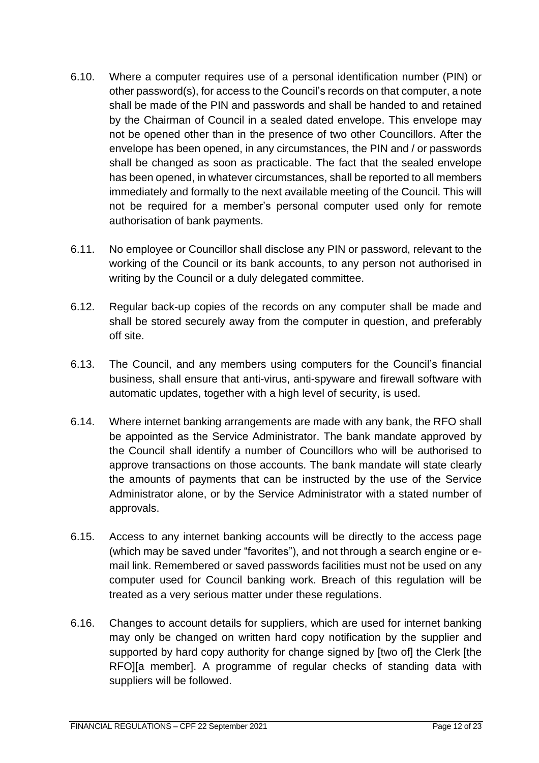6.10. Where a computer requires use of a personal identification number (PIN) or other password(s), for access to the Council's records on that computer, a note shall be made of the PIN and passwords and shall be handed to and retained by the Chairman of Council in a sealed dated envelope. This envelope may not be opened other than in the presence of two other Councillors. After the envelope has been opened, in any circumstances, the PIN and / or passwords shall be changed as soon as practicable. The fact that the sealed envelope has been opened, in whatever circumstances, shall be reported to all members immediately and formally to the next available meeting of the Council. This will not be required for a member's personal computer used only for remote authorisation of bank payments.

6.11. No employee or Councillor shall disclose any PIN or password, relevant to the working of the Council or its bank accounts, to any person not authorised in writing by the Council or a duly delegated committee.

6.12. Regular back-up copies of the records on any computer shall be made and shall be stored securely away from the computer in question, and preferably off site.

6.13. The Council, and any members using computers for the Council's financial business, shall ensure that anti-virus, anti-spyware and firewall software with automatic updates, together with a high level of security, is used.

6.14. Where internet banking arrangements are made with any bank, the RFO shall be appointed as the Service Administrator. The bank mandate approved by the Council shall identify a number of Councillors who will be authorised to approve transactions on those accounts. The bank mandate will state clearly the amounts of payments that can be instructed by the use of the Service Administrator alone, or by the Service Administrator with a stated number of approvals.

6.15. Access to any internet banking accounts will be directly to the access page (which may be saved under "favorites"), and not through a search engine or e-mail link. Remembered or saved passwords facilities must not be used on any computer used for Council banking work. Breach of this regulation will be treated as a very serious matter under these regulations.

6.16. Changes to account details for suppliers, which are used for internet banking may only be changed on written hard copy notification by the supplier and supported by hard copy authority for change signed by [two of] the Clerk [the RFO][a member]. A programme of regular checks of standing data with suppliers will be followed.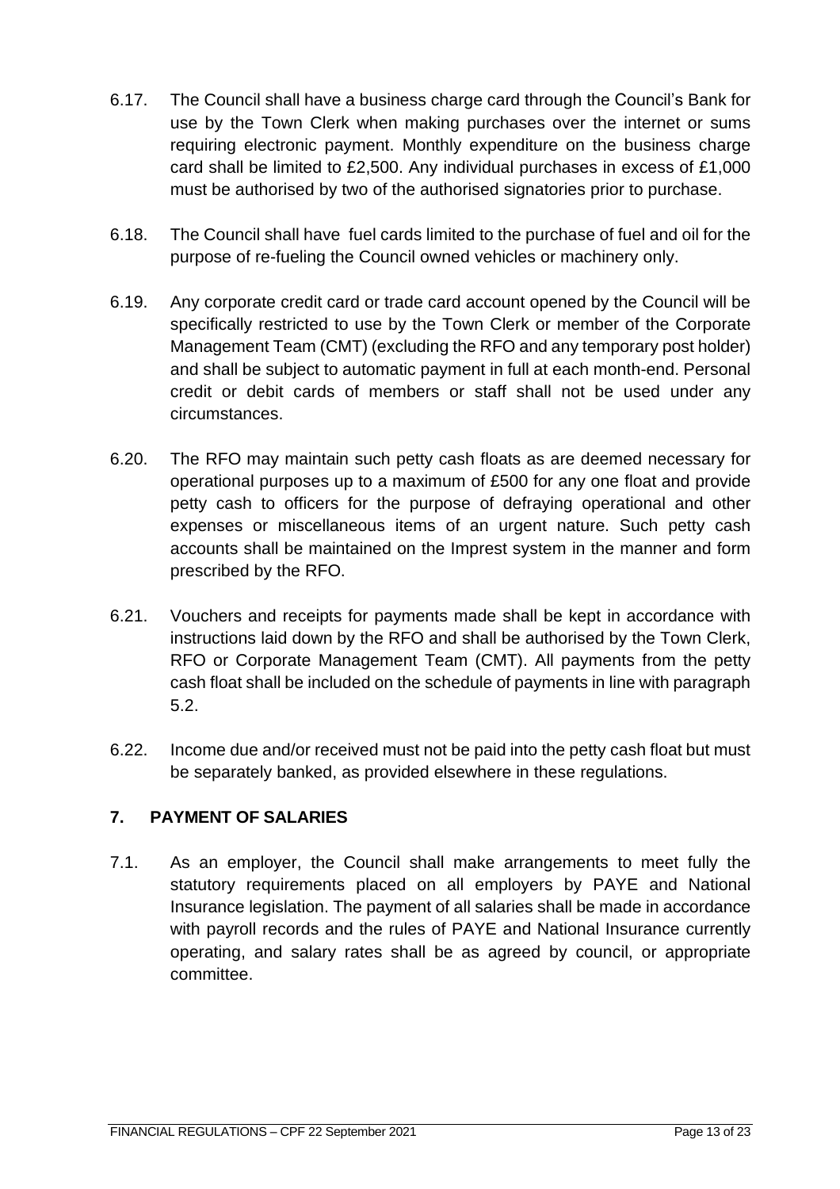6.17. The Council shall have a business charge card through the Council's Bank for use by the Town Clerk when making purchases over the internet or sums requiring electronic payment. Monthly expenditure on the business charge card shall be limited to £2,500. Any individual purchases in excess of £1,000 must be authorised by two of the authorised signatories prior to purchase.

6.18. The Council shall have fuel cards limited to the purchase of fuel and oil for the purpose of re-fueling the Council owned vehicles or machinery only.

6.19. Any corporate credit card or trade card account opened by the Council will be specifically restricted to use by the Town Clerk or member of the Corporate Management Team (CMT) (excluding the RFO and any temporary post holder) and shall be subject to automatic payment in full at each month-end. Personal credit or debit cards of members or staff shall not be used under any circumstances.

6.20. The RFO may maintain such petty cash floats as are deemed necessary for operational purposes up to a maximum of £500 for any one float and provide petty cash to officers for the purpose of defraying operational and other expenses or miscellaneous items of an urgent nature. Such petty cash accounts shall be maintained on the Imprest system in the manner and form prescribed by the RFO.

6.21. Vouchers and receipts for payments made shall be kept in accordance with instructions laid down by the RFO and shall be authorised by the Town Clerk, RFO or Corporate Management Team (CMT). All payments from the petty cash float shall be included on the schedule of payments in line with paragraph 5.2.

6.22. Income due and/or received must not be paid into the petty cash float but must be separately banked, as provided elsewhere in these regulations.

## 7. PAYMENT OF SALARIES

7.1. As an employer, the Council shall make arrangements to meet fully the statutory requirements placed on all employers by PAYE and National Insurance legislation. The payment of all salaries shall be made in accordance with payroll records and the rules of PAYE and National Insurance currently operating, and salary rates shall be as agreed by council, or appropriate committee.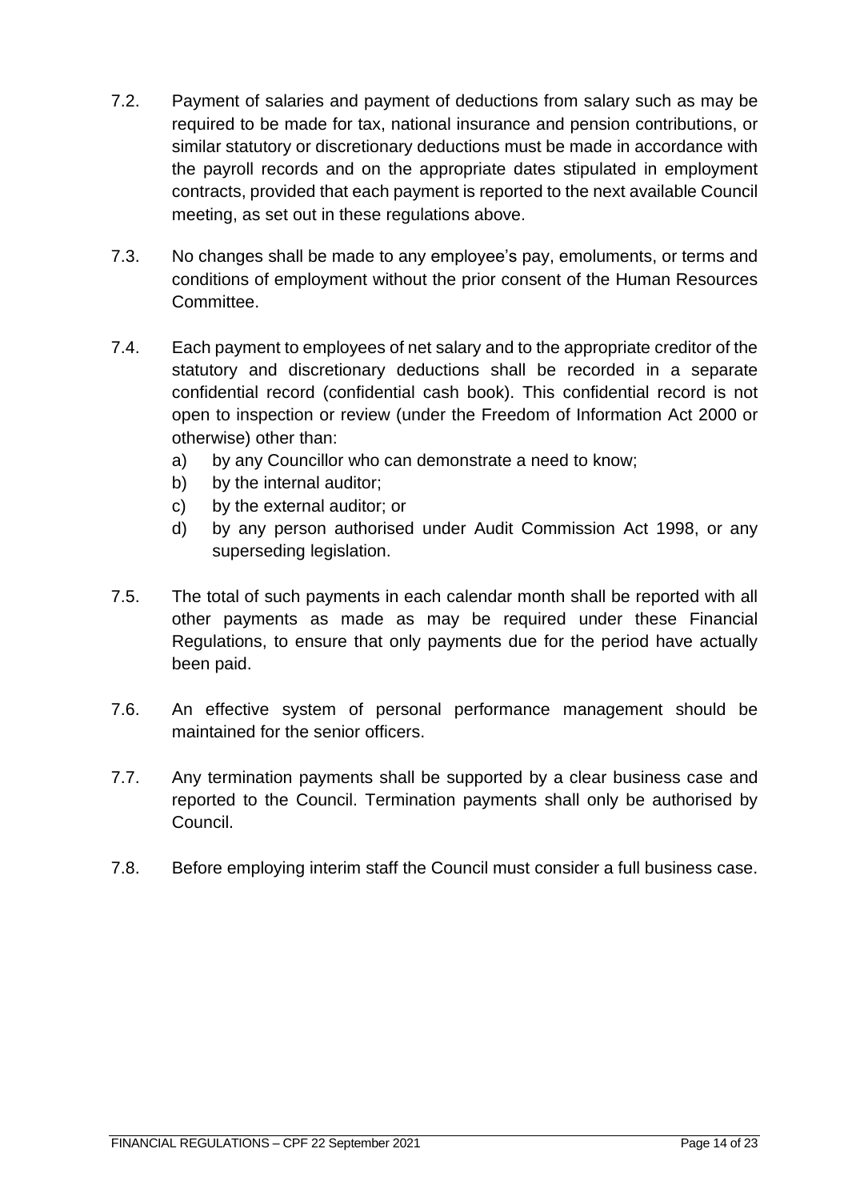7.2. Payment of salaries and payment of deductions from salary such as may be required to be made for tax, national insurance and pension contributions, or similar statutory or discretionary deductions must be made in accordance with the payroll records and on the appropriate dates stipulated in employment contracts, provided that each payment is reported to the next available Council meeting, as set out in these regulations above.

7.3. No changes shall be made to any employee's pay, emoluments, or terms and conditions of employment without the prior consent of the Human Resources Committee.

7.4. Each payment to employees of net salary and to the appropriate creditor of the statutory and discretionary deductions shall be recorded in a separate confidential record (confidential cash book). This confidential record is not open to inspection or review (under the Freedom of Information Act 2000 or otherwise) other than:

   a) by any Councillor who can demonstrate a need to know;
   b) by the internal auditor;
   c) by the external auditor; or
   d) by any person authorised under Audit Commission Act 1998, or any superseding legislation.

7.5. The total of such payments in each calendar month shall be reported with all other payments as made as may be required under these Financial Regulations, to ensure that only payments due for the period have actually been paid.

7.6. An effective system of personal performance management should be maintained for the senior officers.

7.7. Any termination payments shall be supported by a clear business case and reported to the Council. Termination payments shall only be authorised by Council.

7.8. Before employing interim staff the Council must consider a full business case.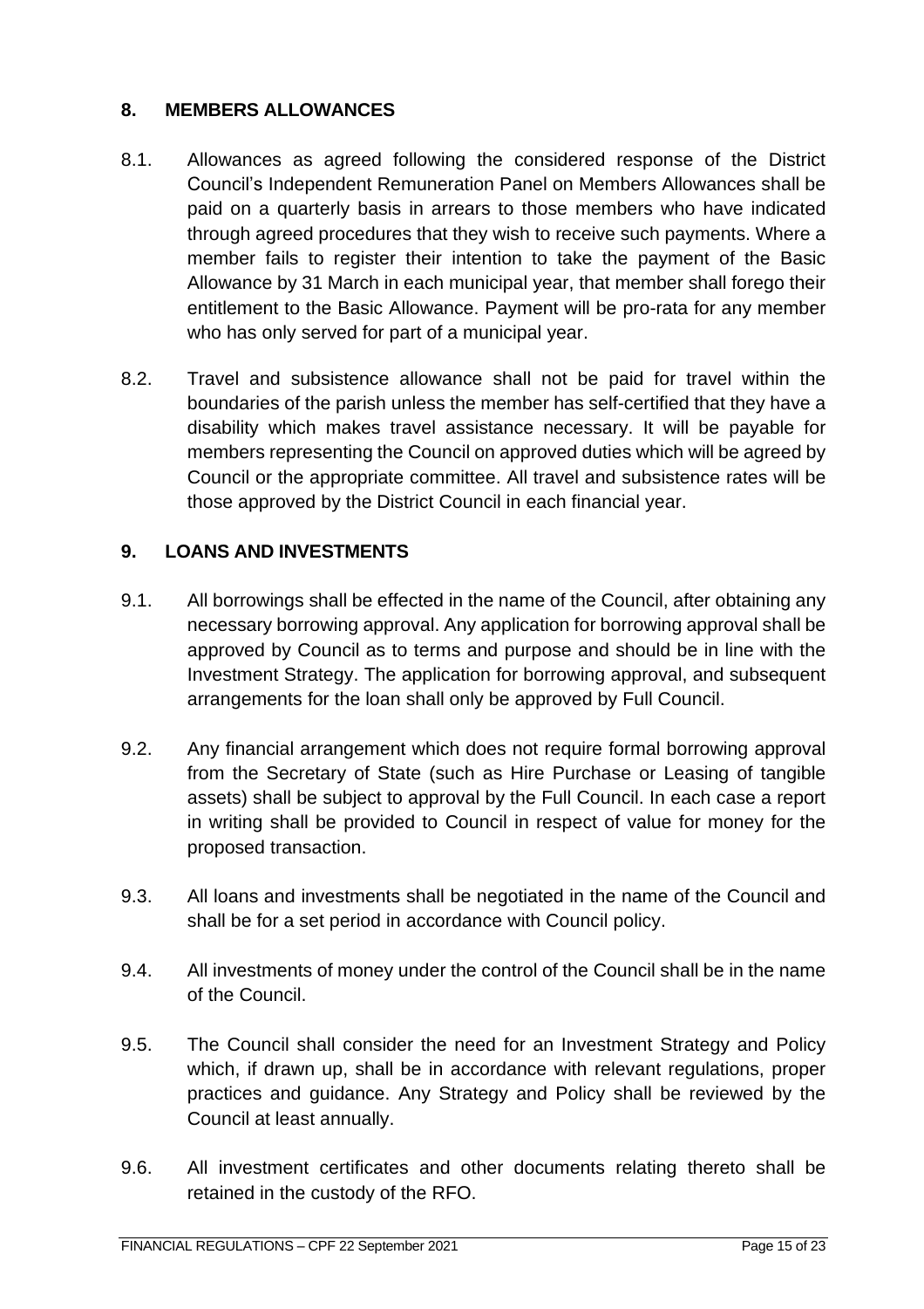## 8. MEMBERS ALLOWANCES

8.1. Allowances as agreed following the considered response of the District Council's Independent Remuneration Panel on Members Allowances shall be paid on a quarterly basis in arrears to those members who have indicated through agreed procedures that they wish to receive such payments. Where a member fails to register their intention to take the payment of the Basic Allowance by 31 March in each municipal year, that member shall forego their entitlement to the Basic Allowance. Payment will be pro-rata for any member who has only served for part of a municipal year.

8.2. Travel and subsistence allowance shall not be paid for travel within the boundaries of the parish unless the member has self-certified that they have a disability which makes travel assistance necessary. It will be payable for members representing the Council on approved duties which will be agreed by Council or the appropriate committee. All travel and subsistence rates will be those approved by the District Council in each financial year.

## 9. LOANS AND INVESTMENTS

9.1. All borrowings shall be effected in the name of the Council, after obtaining any necessary borrowing approval. Any application for borrowing approval shall be approved by Council as to terms and purpose and should be in line with the Investment Strategy. The application for borrowing approval, and subsequent arrangements for the loan shall only be approved by Full Council.

9.2. Any financial arrangement which does not require formal borrowing approval from the Secretary of State (such as Hire Purchase or Leasing of tangible assets) shall be subject to approval by the Full Council. In each case a report in writing shall be provided to Council in respect of value for money for the proposed transaction.

9.3. All loans and investments shall be negotiated in the name of the Council and shall be for a set period in accordance with Council policy.

9.4. All investments of money under the control of the Council shall be in the name of the Council.

9.5. The Council shall consider the need for an Investment Strategy and Policy which, if drawn up, shall be in accordance with relevant regulations, proper practices and guidance. Any Strategy and Policy shall be reviewed by the Council at least annually.

9.6. All investment certificates and other documents relating thereto shall be retained in the custody of the RFO.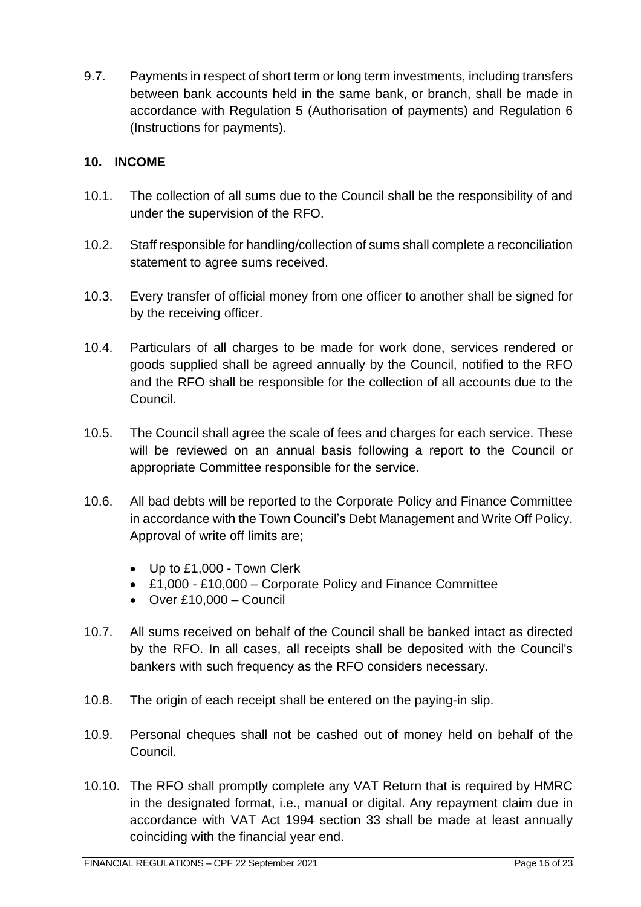9.7. Payments in respect of short term or long term investments, including transfers between bank accounts held in the same bank, or branch, shall be made in accordance with Regulation 5 (Authorisation of payments) and Regulation 6 (Instructions for payments).

## 10. INCOME

10.1. The collection of all sums due to the Council shall be the responsibility of and under the supervision of the RFO.

10.2. Staff responsible for handling/collection of sums shall complete a reconciliation statement to agree sums received.

10.3. Every transfer of official money from one officer to another shall be signed for by the receiving officer.

10.4. Particulars of all charges to be made for work done, services rendered or goods supplied shall be agreed annually by the Council, notified to the RFO and the RFO shall be responsible for the collection of all accounts due to the Council.

10.5. The Council shall agree the scale of fees and charges for each service. These will be reviewed on an annual basis following a report to the Council or appropriate Committee responsible for the service.

10.6. All bad debts will be reported to the Corporate Policy and Finance Committee in accordance with the Town Council's Debt Management and Write Off Policy. Approval of write off limits are;

- Up to £1,000 - Town Clerk
- £1,000 - £10,000 – Corporate Policy and Finance Committee
- Over £10,000 – Council

10.7. All sums received on behalf of the Council shall be banked intact as directed by the RFO. In all cases, all receipts shall be deposited with the Council's bankers with such frequency as the RFO considers necessary.

10.8. The origin of each receipt shall be entered on the paying-in slip.

10.9. Personal cheques shall not be cashed out of money held on behalf of the Council.

10.10. The RFO shall promptly complete any VAT Return that is required by HMRC in the designated format, i.e., manual or digital. Any repayment claim due in accordance with VAT Act 1994 section 33 shall be made at least annually coinciding with the financial year end.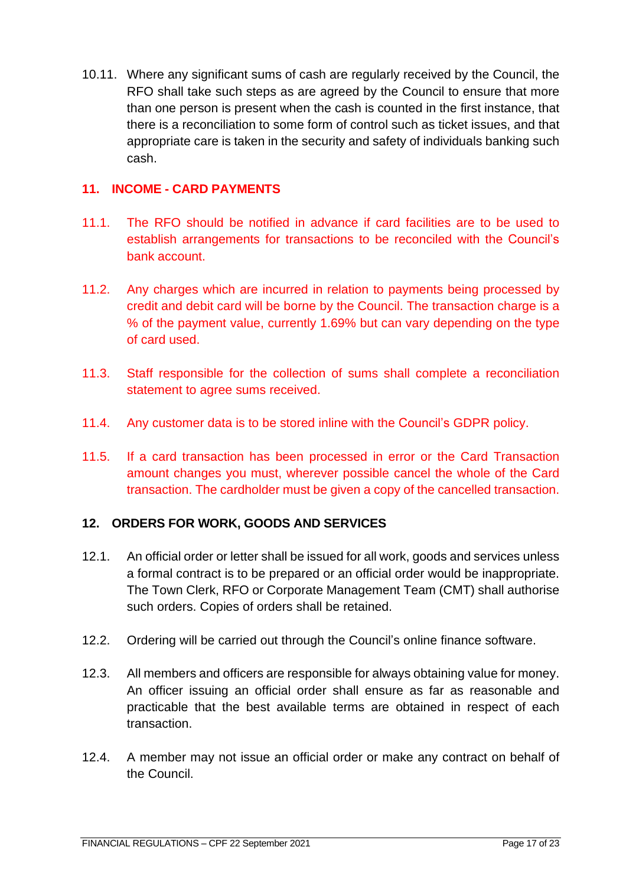10.11. Where any significant sums of cash are regularly received by the Council, the RFO shall take such steps as are agreed by the Council to ensure that more than one person is present when the cash is counted in the first instance, that there is a reconciliation to some form of control such as ticket issues, and that appropriate care is taken in the security and safety of individuals banking such cash.

## 11. INCOME - CARD PAYMENTS

11.1. The RFO should be notified in advance if card facilities are to be used to establish arrangements for transactions to be reconciled with the Council's bank account.

11.2. Any charges which are incurred in relation to payments being processed by credit and debit card will be borne by the Council. The transaction charge is a % of the payment value, currently 1.69% but can vary depending on the type of card used.

11.3. Staff responsible for the collection of sums shall complete a reconciliation statement to agree sums received.

11.4. Any customer data is to be stored inline with the Council's GDPR policy.

11.5. If a card transaction has been processed in error or the Card Transaction amount changes you must, wherever possible cancel the whole of the Card transaction. The cardholder must be given a copy of the cancelled transaction.

## 12. ORDERS FOR WORK, GOODS AND SERVICES

12.1. An official order or letter shall be issued for all work, goods and services unless a formal contract is to be prepared or an official order would be inappropriate. The Town Clerk, RFO or Corporate Management Team (CMT) shall authorise such orders. Copies of orders shall be retained.

12.2. Ordering will be carried out through the Council's online finance software.

12.3. All members and officers are responsible for always obtaining value for money. An officer issuing an official order shall ensure as far as reasonable and practicable that the best available terms are obtained in respect of each transaction.

12.4. A member may not issue an official order or make any contract on behalf of the Council.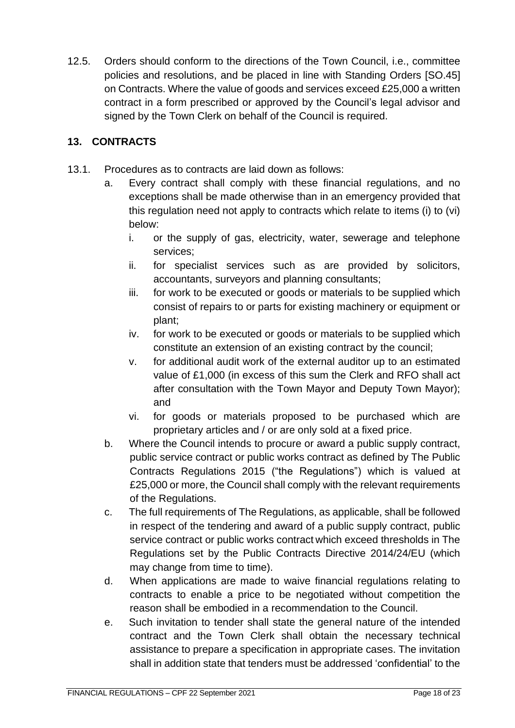12.5. Orders should conform to the directions of the Town Council, i.e., committee policies and resolutions, and be placed in line with Standing Orders [SO.45] on Contracts. Where the value of goods and services exceed £25,000 a written contract in a form prescribed or approved by the Council's legal advisor and signed by the Town Clerk on behalf of the Council is required.

## 13. CONTRACTS

13.1. Procedures as to contracts are laid down as follows:

a. Every contract shall comply with these financial regulations, and no exceptions shall be made otherwise than in an emergency provided that this regulation need not apply to contracts which relate to items (i) to (vi) below:

   i. or the supply of gas, electricity, water, sewerage and telephone services;

   ii. for specialist services such as are provided by solicitors, accountants, surveyors and planning consultants;

   iii. for work to be executed or goods or materials to be supplied which consist of repairs to or parts for existing machinery or equipment or plant;

   iv. for work to be executed or goods or materials to be supplied which constitute an extension of an existing contract by the council;

   v. for additional audit work of the external auditor up to an estimated value of £1,000 (in excess of this sum the Clerk and RFO shall act after consultation with the Town Mayor and Deputy Town Mayor); and

   vi. for goods or materials proposed to be purchased which are proprietary articles and / or are only sold at a fixed price.

b. Where the Council intends to procure or award a public supply contract, public service contract or public works contract as defined by The Public Contracts Regulations 2015 ("the Regulations") which is valued at £25,000 or more, the Council shall comply with the relevant requirements of the Regulations.

c. The full requirements of The Regulations, as applicable, shall be followed in respect of the tendering and award of a public supply contract, public service contract or public works contract which exceed thresholds in The Regulations set by the Public Contracts Directive 2014/24/EU (which may change from time to time).

d. When applications are made to waive financial regulations relating to contracts to enable a price to be negotiated without competition the reason shall be embodied in a recommendation to the Council.

e. Such invitation to tender shall state the general nature of the intended contract and the Town Clerk shall obtain the necessary technical assistance to prepare a specification in appropriate cases. The invitation shall in addition state that tenders must be addressed 'confidential' to the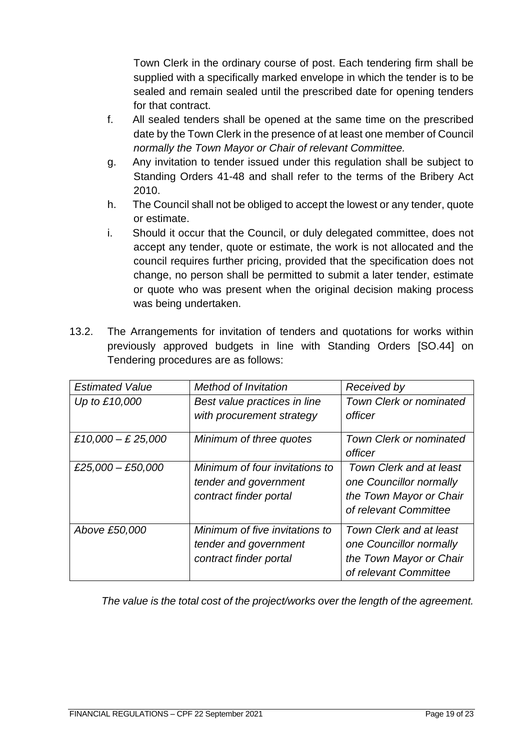Town Clerk in the ordinary course of post. Each tendering firm shall be supplied with a specifically marked envelope in which the tender is to be sealed and remain sealed until the prescribed date for opening tenders for that contract.

f. All sealed tenders shall be opened at the same time on the prescribed date by the Town Clerk in the presence of at least one member of Council *normally the Town Mayor or Chair of relevant Committee.*

g. Any invitation to tender issued under this regulation shall be subject to Standing Orders 41-48 and shall refer to the terms of the Bribery Act 2010.

h. The Council shall not be obliged to accept the lowest or any tender, quote or estimate.

i. Should it occur that the Council, or duly delegated committee, does not accept any tender, quote or estimate, the work is not allocated and the council requires further pricing, provided that the specification does not change, no person shall be permitted to submit a later tender, estimate or quote who was present when the original decision making process was being undertaken.

13.2. The Arrangements for invitation of tenders and quotations for works within previously approved budgets in line with Standing Orders [SO.44] on Tendering procedures are as follows:

| *Estimated Value* | *Method of Invitation* | *Received by* |
| --- | --- | --- |
| *Up to £10,000* | *Best value practices in line with procurement strategy* | *Town Clerk or nominated officer* |
| *£10,000 – £ 25,000* | *Minimum of three quotes* | *Town Clerk or nominated officer* |
| *£25,000 – £50,000* | *Minimum of four invitations to tender and government contract finder portal* | *Town Clerk and at least one Councillor normally the Town Mayor or Chair of relevant Committee* |
| *Above £50,000* | *Minimum of five invitations to tender and government contract finder portal* | *Town Clerk and at least one Councillor normally the Town Mayor or Chair of relevant Committee* |

*The value is the total cost of the project/works over the length of the agreement.*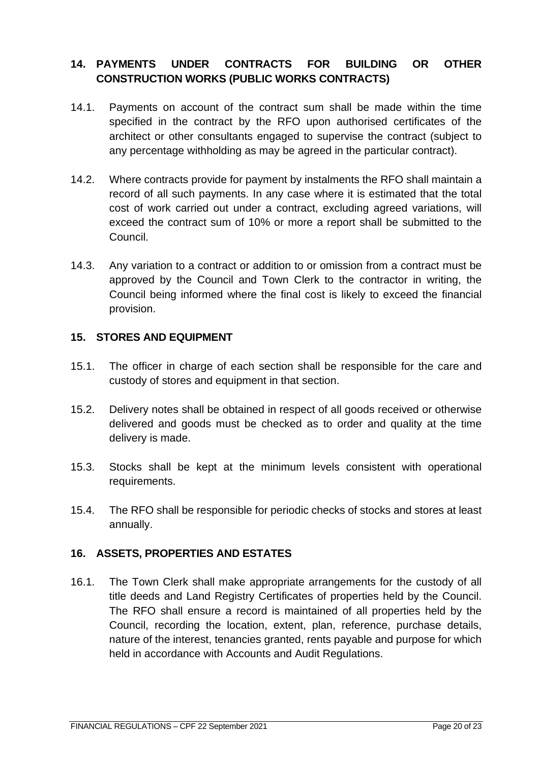## 14. PAYMENTS UNDER CONTRACTS FOR BUILDING OR OTHER CONSTRUCTION WORKS (PUBLIC WORKS CONTRACTS)

14.1. Payments on account of the contract sum shall be made within the time specified in the contract by the RFO upon authorised certificates of the architect or other consultants engaged to supervise the contract (subject to any percentage withholding as may be agreed in the particular contract).

14.2. Where contracts provide for payment by instalments the RFO shall maintain a record of all such payments. In any case where it is estimated that the total cost of work carried out under a contract, excluding agreed variations, will exceed the contract sum of 10% or more a report shall be submitted to the Council.

14.3. Any variation to a contract or addition to or omission from a contract must be approved by the Council and Town Clerk to the contractor in writing, the Council being informed where the final cost is likely to exceed the financial provision.

## 15. STORES AND EQUIPMENT

15.1. The officer in charge of each section shall be responsible for the care and custody of stores and equipment in that section.

15.2. Delivery notes shall be obtained in respect of all goods received or otherwise delivered and goods must be checked as to order and quality at the time delivery is made.

15.3. Stocks shall be kept at the minimum levels consistent with operational requirements.

15.4. The RFO shall be responsible for periodic checks of stocks and stores at least annually.

## 16. ASSETS, PROPERTIES AND ESTATES

16.1. The Town Clerk shall make appropriate arrangements for the custody of all title deeds and Land Registry Certificates of properties held by the Council. The RFO shall ensure a record is maintained of all properties held by the Council, recording the location, extent, plan, reference, purchase details, nature of the interest, tenancies granted, rents payable and purpose for which held in accordance with Accounts and Audit Regulations.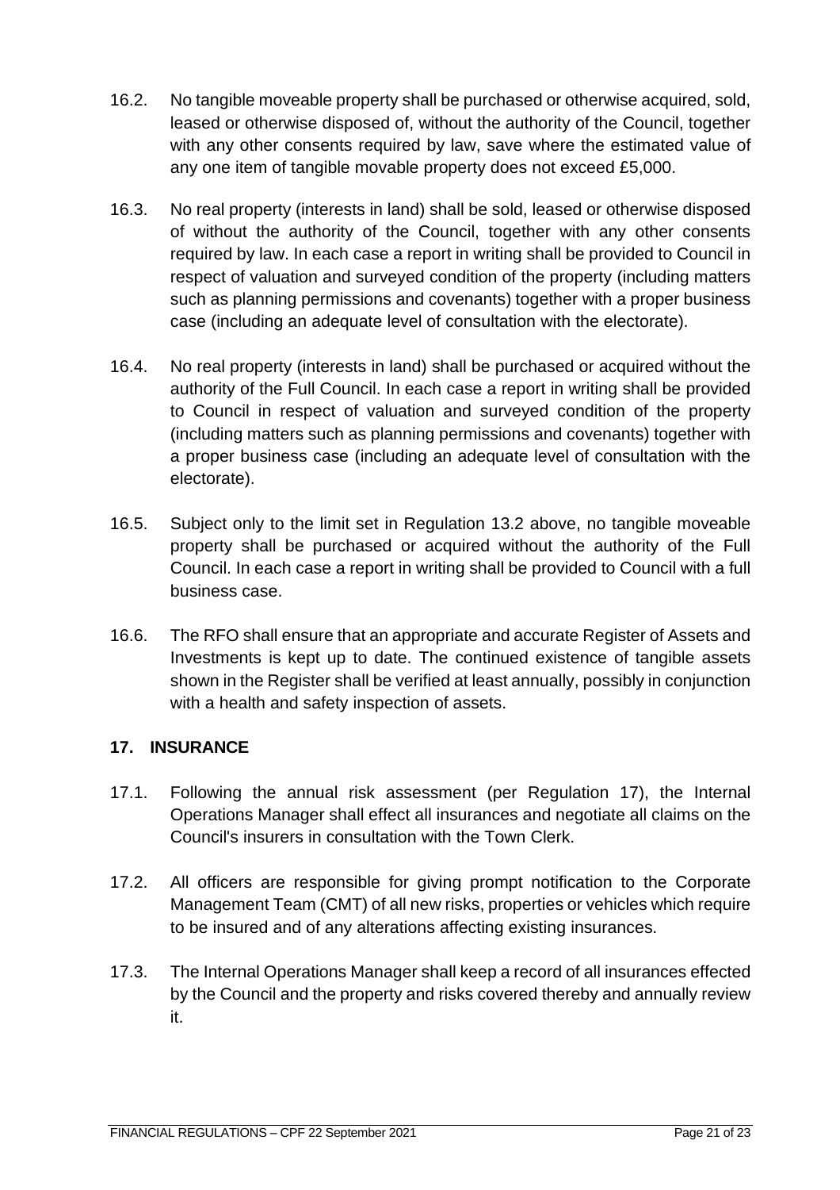16.2. No tangible moveable property shall be purchased or otherwise acquired, sold, leased or otherwise disposed of, without the authority of the Council, together with any other consents required by law, save where the estimated value of any one item of tangible movable property does not exceed £5,000.

16.3. No real property (interests in land) shall be sold, leased or otherwise disposed of without the authority of the Council, together with any other consents required by law. In each case a report in writing shall be provided to Council in respect of valuation and surveyed condition of the property (including matters such as planning permissions and covenants) together with a proper business case (including an adequate level of consultation with the electorate).

16.4. No real property (interests in land) shall be purchased or acquired without the authority of the Full Council. In each case a report in writing shall be provided to Council in respect of valuation and surveyed condition of the property (including matters such as planning permissions and covenants) together with a proper business case (including an adequate level of consultation with the electorate).

16.5. Subject only to the limit set in Regulation 13.2 above, no tangible moveable property shall be purchased or acquired without the authority of the Full Council. In each case a report in writing shall be provided to Council with a full business case.

16.6. The RFO shall ensure that an appropriate and accurate Register of Assets and Investments is kept up to date. The continued existence of tangible assets shown in the Register shall be verified at least annually, possibly in conjunction with a health and safety inspection of assets.

## 17. INSURANCE

17.1. Following the annual risk assessment (per Regulation 17), the Internal Operations Manager shall effect all insurances and negotiate all claims on the Council's insurers in consultation with the Town Clerk.

17.2. All officers are responsible for giving prompt notification to the Corporate Management Team (CMT) of all new risks, properties or vehicles which require to be insured and of any alterations affecting existing insurances.

17.3. The Internal Operations Manager shall keep a record of all insurances effected by the Council and the property and risks covered thereby and annually review it.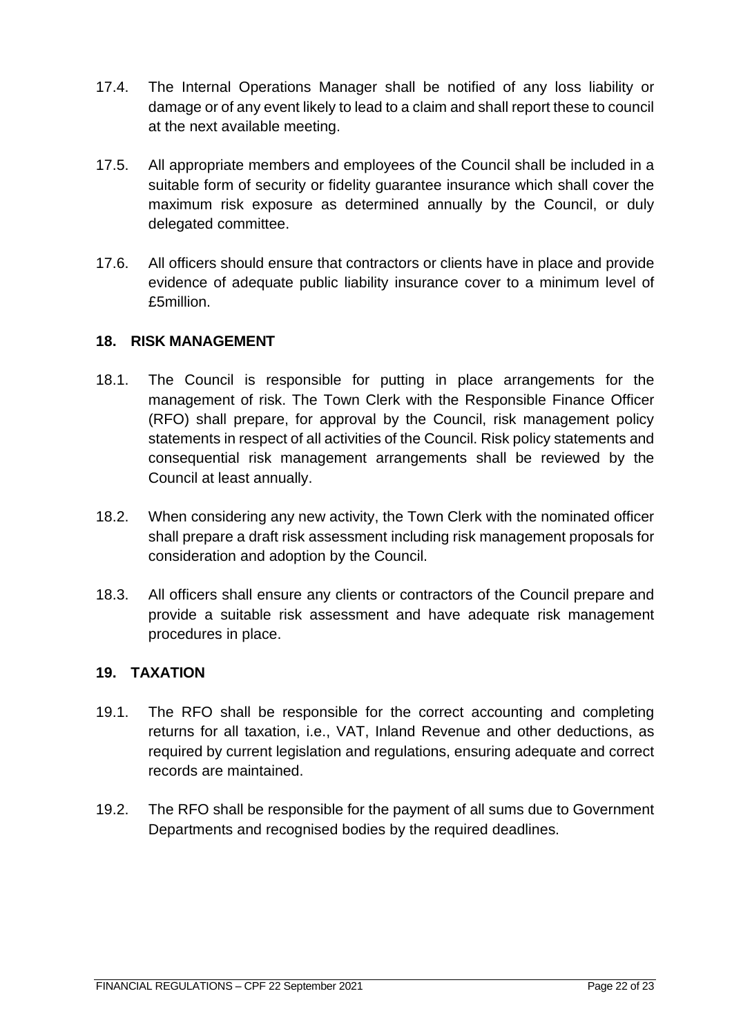17.4. The Internal Operations Manager shall be notified of any loss liability or damage or of any event likely to lead to a claim and shall report these to council at the next available meeting.

17.5. All appropriate members and employees of the Council shall be included in a suitable form of security or fidelity guarantee insurance which shall cover the maximum risk exposure as determined annually by the Council, or duly delegated committee.

17.6. All officers should ensure that contractors or clients have in place and provide evidence of adequate public liability insurance cover to a minimum level of £5million.

## 18. RISK MANAGEMENT

18.1. The Council is responsible for putting in place arrangements for the management of risk. The Town Clerk with the Responsible Finance Officer (RFO) shall prepare, for approval by the Council, risk management policy statements in respect of all activities of the Council. Risk policy statements and consequential risk management arrangements shall be reviewed by the Council at least annually.

18.2. When considering any new activity, the Town Clerk with the nominated officer shall prepare a draft risk assessment including risk management proposals for consideration and adoption by the Council.

18.3. All officers shall ensure any clients or contractors of the Council prepare and provide a suitable risk assessment and have adequate risk management procedures in place.

## 19. TAXATION

19.1. The RFO shall be responsible for the correct accounting and completing returns for all taxation, i.e., VAT, Inland Revenue and other deductions, as required by current legislation and regulations, ensuring adequate and correct records are maintained.

19.2. The RFO shall be responsible for the payment of all sums due to Government Departments and recognised bodies by the required deadlines.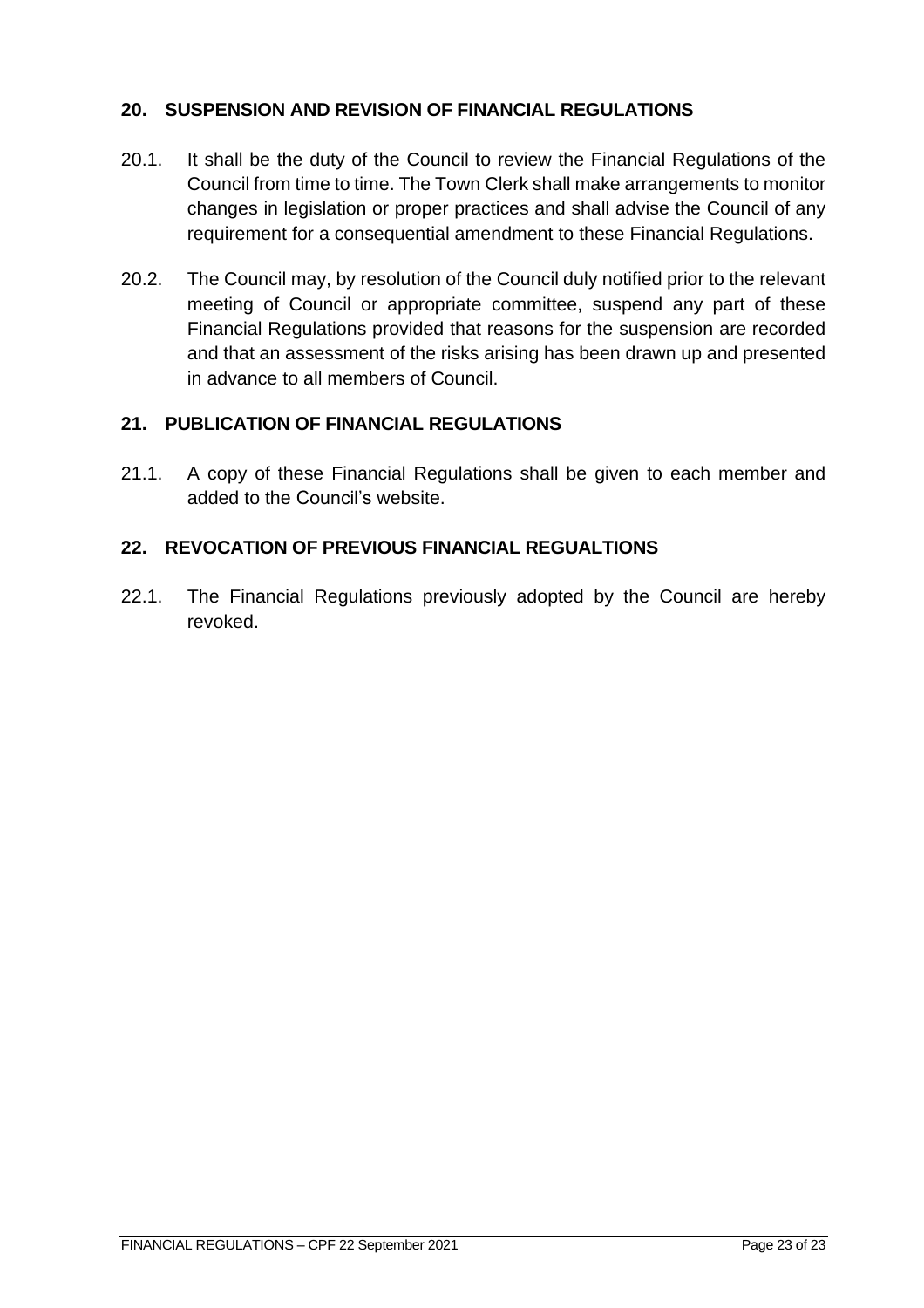## 20. SUSPENSION AND REVISION OF FINANCIAL REGULATIONS

20.1. It shall be the duty of the Council to review the Financial Regulations of the Council from time to time. The Town Clerk shall make arrangements to monitor changes in legislation or proper practices and shall advise the Council of any requirement for a consequential amendment to these Financial Regulations.

20.2. The Council may, by resolution of the Council duly notified prior to the relevant meeting of Council or appropriate committee, suspend any part of these Financial Regulations provided that reasons for the suspension are recorded and that an assessment of the risks arising has been drawn up and presented in advance to all members of Council.

## 21. PUBLICATION OF FINANCIAL REGULATIONS

21.1. A copy of these Financial Regulations shall be given to each member and added to the Council's website.

## 22. REVOCATION OF PREVIOUS FINANCIAL REGUALTIONS

22.1. The Financial Regulations previously adopted by the Council are hereby revoked.